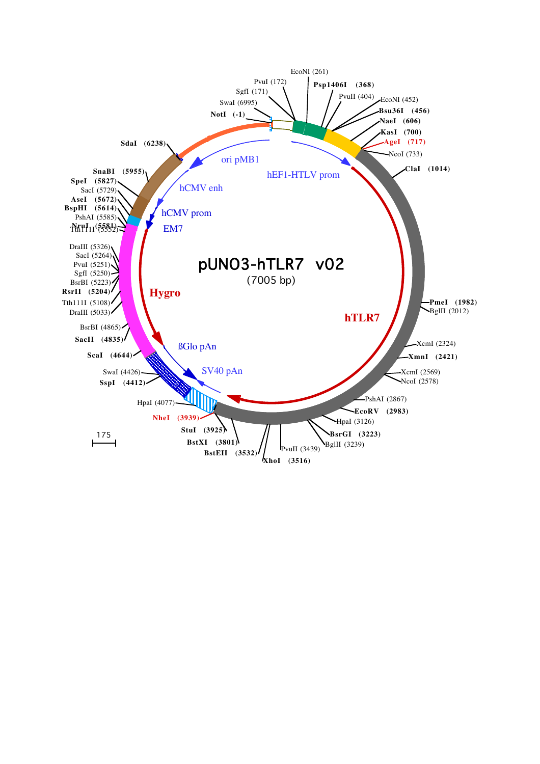# pUNO3-hTLR7 v02

(7005 bp)

NotI (-1)
SwaI (6995)
SgfI (171)
PvuI (172)
EcoNI (261)
Psp1406I (368)
PvuII (404)
EcoNI (452)
Bsu36I (456)
NaeI (606)
KasI (700)
AgeI (717)
NcoI (733)
ClaI (1014)
PmeI (1982)
BglII (2012)
XcmI (2324)
XmnI (2421)
XcmI (2569)
NcoI (2578)
PshAI (2867)
EcoRV (2983)
HpaI (3126)
BsrGI (3223)
BglII (3239)
PvuII (3439)
XhoI (3516)
BstEII (3532)
BstXI (3801)
StuI (3925)
NheI (3939)
HpaI (4077)
SspI (4412)
SwaI (4426)
ScaI (4644)
SacII (4835)
BsrBI (4865)
DraIII (5033)
Tth111I (5108)
RsrII (5204)
BsrBI (5223)
SgfI (5250)
PvuI (5251)
SacI (5264)
DraIII (5326)
Tth111I (5552)
NruI (5581)
PshAI (5585)
BspHI (5614)
AseI (5672)
SacI (5729)
SpeI (5827)
SnaBI (5955)
SdaI (6238)

ori pMB1
hEF1-HTLV prom
hCMV enh
hCMV prom
EM7
Hygro
hTLR7
ßGlo pAn
SV40 pAn

175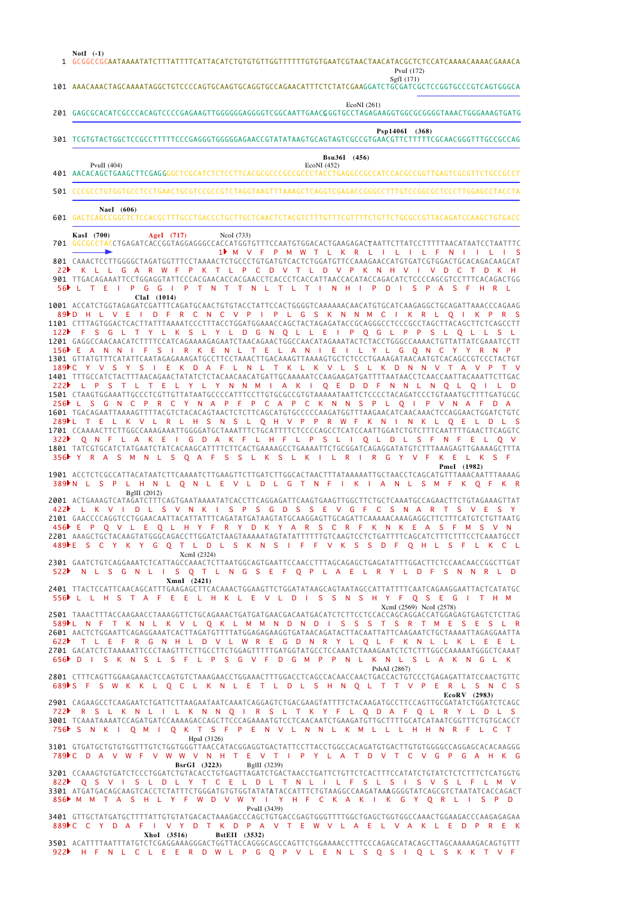```
NotI (-1)
1    GCGGCCGCAATAAAATATCTTTATTTTCATTACATCTGTGTGTTGGTTTTTTGTGTGAATCGTAACTAACATACGCTCTCCATCAAAACAAAACGAAACA

                                                                                    PvuI (172)
                                                                                 SgfI (171)
101  AAACAAACTAGCAAAATAGGCTGTCCCCAGTGCAAGTGCAGGTGCCAGAACATTTCTCTATCGAAGGATCTGCGATCGCTCCGGTGCCCGTCAGTGGGCA

                                                                     EcoNI (261)
201  GAGCGCACATCGCCCACAGTCCCCGAGAAGTTGGGGGGAGGGGTCGGCAATTGAACCGGTGCCTAGAGAAGGTGGCGCGGGGTAAACTGGGAAAGTGATG

                                                                                      Psp1406I (368)
301  TCGTGTACTGGCTCCGCCTTTTTCCCGAGGGTGGGGGAGAACCGTATATAAGTGCAGTAGTCGCCGTGAACGTTCTTTTTCGCAACGGGTTTGCCGCCAG

                                                                        Bsu36I (456)
          PvuII (404)                                              EcoNI (452)
401  AACACAGCTGAAGCTTCGAGGGGCTCGCATCTCTCCTTCACGCGCCCGCCGCCCTACCTGAGGCCGCCATCCACGCCGGTTGAGTCGCGTTCTGCCGCCT

501  CCCGCCTGTGGTGCCTCCTGAACTGCGTCCGCCGTCTAGGTAAGTTTAAAGCTCAGGTCGAGACCGGGCCTTTGTCCGGCGCTCCCTTGGAGCCTACCTA

        NaeI (606)
601  GACTCAGCCGGCTCTCCACGCTTTGCCTGACCCTGCTTGCTCAACTCTACGTCTTTGTTTCGTTTTCTGTTCTGCGCCGTTACAGATCCAAGCTGTGACC

     KasI (700)           AgeI (717)            NcoI (733)
701  GGCGCCTACCTGAGATCACCGGTAGGAGGGCCACCATGGTGTTTCCAATGTGGACACTGAAGAGACTAATTCTTATCCTTTTTAACATAATCCTAATTTC
                                          1▶ M  V  F  P  M  W  T  L  K  R  L  I  L  I  L  F  N  I  I  L  I  S
801  CAAACTCCTTGGGGCTAGATGGTTTCCTAAAACTCTGCCCTGTGATGTCACTCTGGATGTTCCAAAGAACCATGTGATCGTGGACTGCACAGACAAGCAT
22▶  K  L  L  G  A  R  W  F  P  K  T  L  P  C  D  V  T  L  D  V  P  K  N  H  V  I  V  D  C  T  D  K  H
901  TTGACAGAAATTCCTGGAGGTATTCCCACGAACACCACGAACCTCACCCTCACCATTAACCACATACCAGACATCTCCCCAGCGTCCTTTCACAGACTGG
56▶  L  T  E  I  P  G  G  I  P  T  N  T  T  N  L  T  L  T  I  N  H  I  P  D  I  S  P  A  S  F  H  R  L
                               ClaI (1014)
1001 ACCATCTGGTAGAGATCGATTTCAGATGCAACTGTGTACCTATTCCACTGGGGTCAAAAAACAACATGTGCATCAAGAGGCTGCAGATTAAACCCAGAAG
89▶  D  H  L  V  E  I  D  F  R  C  N  C  V  P  I  P  L  G  S  K  N  N  M  C  I  K  R  L  Q  I  K  P  R  S
1101 CTTTAGTGGACTCACTTATTTAAAATCCCTTTACCTGGATGGAAACCAGCTACTAGAGATACCGCAGGGCCTCCCGCCTAGCTTACAGCTTCTCAGCCTT
122▶  F  S  G  L  T  Y  L  K  S  L  Y  L  D  G  N  Q  L  L  E  I  P  Q  G  L  P  P  S  L  Q  L  L  S  L
1201 GAGGCCAACAACATCTTTTCCATCAGAAAAGAGAATCTAACAGAACTGGCCAACATAGAAATACTCTACCTGGGCCAAAACTGTTATTATCGAAATCCTT
156▶ E  A  N  N  I  F  S  I  R  K  E  N  L  T  E  L  A  N  I  E  I  L  Y  L  G  Q  N  C  Y  Y  R  N  P
1301 GTTATGTTTCATATTCAATAGAGAAAGATGCCTTCCTAAACTTGACAAAGTTAAAAGTGCTCTCCCTGAAAGATAACAATGTCACAGCCGTCCCTACTGT
189▶ C  Y  V  S  Y  S  I  E  K  D  A  F  L  N  L  T  K  L  K  V  L  S  L  K  D  N  N  V  T  A  V  P  T  V
1401 TTTGCCATCTACTTTAACAGAACTATATCTCTACAACAACATGATTGCAAAAATCCAAGAAGATGATTTTAATAACCTCAACCAATTACAAATTCTTGAC
222▶  L  P  S  T  L  T  E  L  Y  L  Y  N  N  M  I  A  K  I  Q  E  D  D  F  N  N  L  N  Q  L  Q  I  L  D
1501 CTAAGTGGAAATTGCCCTCGTTGTTATAATGCCCCATTTCCTTGTGCGCCGTGTAAAAATAATTCTCCCCTACAGATCCCTGTAAATGCTTTTGATGCGC
256▶ L  S  G  N  C  P  R  C  Y  N  A  P  F  P  C  A  P  C  K  N  N  S  P  L  Q  I  P  V  N  A  F  D  A
1601 TGACAGAATTAAAAGTTTTACGTCTACACAGTAACTCTCTTCAGCATGTGCCCCCAAGATGGTTTAAGAACATCAACAAACTCCAGGAACTGGATCTGTC
289▶ L  T  E  L  K  V  L  R  L  H  S  N  S  L  Q  H  V  P  P  R  W  F  K  N  I  N  K  L  Q  E  L  D  L  S
1701 CCAAAACTTCTTGGCCAAAGAAATTGGGGATGCTAAATTTCTGCATTTTCTCCCCAGCCTCATCCAATTGGATCTGTCTTTCAATTTTGAACTTCAGGTC
322▶  Q  N  F  L  A  K  E  I  G  D  A  K  F  L  H  F  L  P  S  L  I  Q  L  D  L  S  F  N  F  E  L  Q  V
1801 TATCGTGCATCTATGAATCTATCACAAGCATTTTCTTCACTGAAAAGCCTGAAAATTCTGCGGATCAGAGGATATGTCTTTAAAGAGTTGAAAAGCTTTA
356▶  Y  R  A  S  M  N  L  S  Q  A  F  S  S  L  K  S  L  K  I  L  R  I  R  G  Y  V  F  K  E  L  K  S  F
                                                                                      PmeI (1982)
1901 ACCTCTCGCCATTACATAATCTTCAAAATCTTGAAGTTCTTGATCTTGGCACTAACTTTATAAAAATTGCTAACCTCAGCATGTTTAAACAATTTAAAAG
389▶ N  L  S  P  L  H  N  L  Q  N  L  E  V  L  D  L  G  T  N  F  I  K  I  A  N  L  S  M  F  K  Q  F  K  R
            BglII (2012)
2001 ACTGAAAGTCATAGATCTTTCAGTGAATAAAATATCACCTTCAGGAGATTCAAGTGAAGTTGGCTTCTGCTCAAATGCCAGAACTTCTGTAGAAAGTTAT
422▶  L  K  V  I  D  L  S  V  N  K  I  S  P  S  G  D  S  S  E  V  G  F  C  S  N  A  R  T  S  V  E  S  Y
2101 GAACCCCAGGTCCTGGAACAATTACATTATTTCAGATATGATAAGTATGCAAGGAGTTGCAGATTCAAAAACAAAGAGGCTTCTTTCATGTCTGTTAATG
456▶ E  P  Q  V  L  E  Q  L  H  Y  F  R  Y  D  K  Y  A  R  S  C  R  F  K  N  K  E  A  S  F  M  S  V  N
2201 AAAGCTGCTACAAGTATGGGCAGACCTTGGATCTAAGTAAAAATAGTATATTTTTTGTCAAGTCCTCTGATTTTCAGCATCTTTCTTTCCTCAAATGCCT
489▶ E  S  C  Y  K  Y  G  Q  T  L  D  L  S  K  N  S  I  F  F  V  K  S  S  D  F  Q  H  L  S  F  L  K  C  L
                               XcmI (2324)
2301 GAATCTGTCAGGAAATCTCATTAGCCAAACTCTTAATGGCAGTGAATTCCAACCTTTAGCAGAGCTGAGATATTTGGACTTCTCCAACAACCGGCTTGAT
522▶  N  L  S  G  N  L  I  S  Q  T  L  N  G  S  E  F  Q  P  L  A  E  L  R  Y  L  D  F  S  N  N  R  L  D
                         XmnI (2421)
2401 TTACTCCATTCAACAGCATTTGAAGAGCTTCACAAACTGGAAGTTCTGGATATAAGCAGTAATAGCCATTATTTTCAATCAGAAGGAATTACTCATATGC
556▶ L  L  H  S  T  A  F  E  E  L  H  K  L  E  V  L  D  I  S  S  N  S  H  Y  F  Q  S  E  G  I  T  H  M
                                                                          XcmI (2569)  NcoI (2578)
2501 TAAACTTTACCAAGAACCTAAAGGTTCTGCAGAAACTGATGATGAACGACAATGACATCTCTTCCTCCACCAGCAGGACCATGGAGAGTGAGTCTCTTAG
589▶ L  N  F  T  K  N  L  K  V  L  Q  K  L  M  M  N  D  N  D  I  S  S  S  T  S  R  T  M  E  S  E  S  L  R
2601 AACTCTGGAATTCAGAGGAAATCACTTAGATGTTTTATGGAGAGAAGGTGATAACAGATACTTACAATTATTCAAGAATCTGCTAAAATTAGAGGAATTA
622▶  T  L  E  F  R  G  N  H  L  D  V  L  W  R  E  G  D  N  R  Y  L  Q  L  F  K  N  L  L  K  L  E  E  L
2701 GACATCTCTAAAAATTCCCTAAGTTTCTTGCCTTCTGGAGTTTTTGATGGTATGCCTCCAAATCTAAAGAATCTCTCTTTGGCCAAAAATGGGCTCAAAT
656▶ D  I  S  K  N  S  L  S  F  L  P  S  G  V  F  D  G  M  P  P  N  L  K  N  L  S  L  A  K  N  G  L  K
                                                                      PshAI (2867)
2801 CTTTCAGTTGGAAGAAACTCCAGTGTCTAAAGAACCTGGAAACTTTGGACCTCAGCCACAACCAACTGACCACTGTCCCTGAGAGATTATCCAACTGTTC
689▶ S  F  S  W  K  K  L  Q  C  L  K  N  L  E  T  L  D  L  S  H  N  Q  L  T  T  V  P  E  R  L  S  N  C  S
                                                                                     EcoRV (2983)
2901 CAGAAGCCTCAAGAATCTGATTCTTAAGAATAATCAAATCAGGAGTCTGACGAAGTATTTTCTACAAGATGCCTTCCAGTTGCGATATCTGGATCTCAGC
722▶  R  S  L  K  N  L  I  L  K  N  N  Q  I  R  S  L  T  K  Y  F  L  Q  D  A  F  Q  L  R  Y  L  D  L  S
3001 TCAAATAAAATCCAGATGATCCAAAAGACAAGCTTCCCAGAAAATGTCCTCAACAATCTGAAGATGTTGCTTTTGCATCATAATCGGTTTCTGTGCACCT
756▶ S  N  K  I  Q  M  I  Q  K  T  S  F  P  E  N  V  L  N  N  L  K  M  L  L  L  H  H  N  R  F  L  C  T
                                  HpaI (3126)
3101 GTGATGCTGTGTGGTTTGTCTGGTGGGTTAACCATACGGAGGTGACTATTCCTTACCTGGCCACAGATGTGACTTGTGTGGGGCCAGGAGCACACAAGGG
789▶ C  D  A  V  W  F  V  W  W  V  N  H  T  E  V  T  I  P  Y  L  A  T  D  V  T  C  V  G  P  G  A  H  K  G
                          BsrGI (3223)      BglII (3239)
3201 CCAAAGTGTGATCTCCCTGGATCTGTACACCTGTGAGTTAGATCTGACTAACCTGATTCTGTTCTCACTTTCCATATCTGTATCTCTCTTTCTCATGGTG
822▶  Q  S  V  I  S  L  D  L  Y  T  C  E  L  D  L  T  N  L  I  L  F  S  L  S  I  S  V  S  L  F  L  M  V
3301 ATGATGACAGCAAGTCACCTCTATTTCTGGGATGTGTGGTATATATACCATTTCTGTAAGGCCAAGATAAAGGGGTATCAGCGTCTAATATCACCAGACT
856▶ M  M  T  A  S  H  L  Y  F  W  D  V  W  Y  I  Y  H  F  C  K  A  K  I  K  G  Y  Q  R  L  I  S  P  D
                                               PvuII (3439)
3401 GTTGCTATGATGCTTTTATTGTGTATGACACTAAAGACCCAGCTGTGACCGAGTGGGTTTTGGCTGAGCTGGTGGCCAAACTGGAAGACCCAAGAGAGAA
889▶ C  C  Y  D  A  F  I  V  Y  D  T  K  D  P  A  V  T  E  W  V  L  A  E  L  V  A  K  L  E  D  P  R  E  K
                        XhoI (3516)        BstEII (3532)
3501 ACATTTTAATTTATGTCTCGAGGAAAGGGACTGGTTACCAGGGCAGCCAGTTCTGGAAAACCTTTCCCAGAGCATACAGCTTAGCAAAAAGACAGTGTTT
922▶  H  F  N  L  C  L  E  E  R  D  W  L  P  G  Q  P  V  L  E  N  L  S  Q  S  I  Q  L  S  K  K  T  V  F
```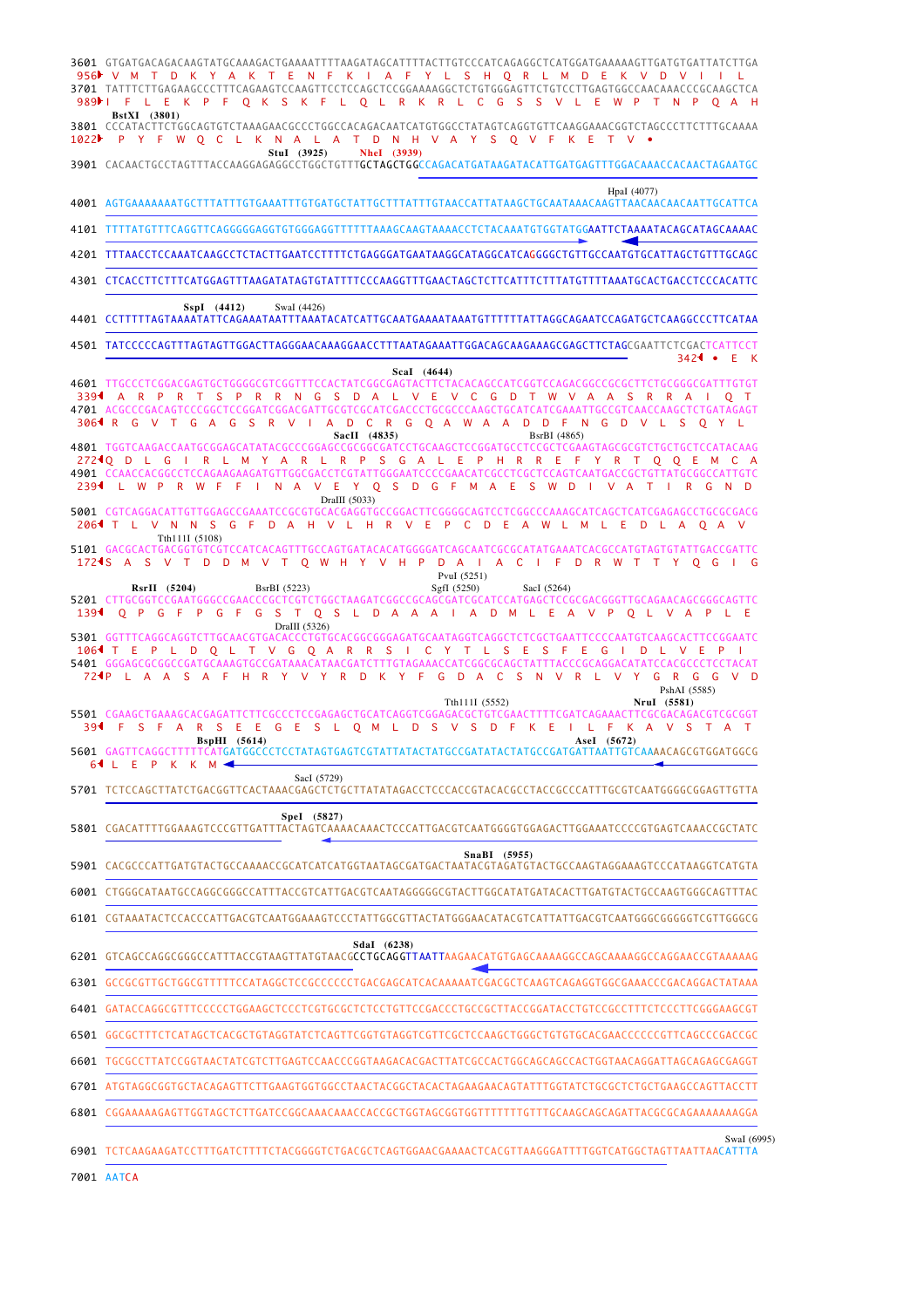```
3601 GTGATGACAGACAAGTATGCAAAGACTGAAAATTTTAAGATAGCATTTTACTTGTCCCATCAGAGGCTCATGGATGAAAAAGTTGATGTGATTATCTTGA
956▸ V  M  T  D  K  Y  A  K  T  E  N  F  K  I  A  F  Y  L  S  H  Q  R  L  M  D  E  K  V  D  V  I  I  L
3701 TATTTCTTGAGAAGCCCTTTCAGAAGTCCAAGTTCCTCCAGCTCCGGAAAAGGCTCTGTGGGAGTTCTGTCCTTGAGTGGCCAACAAACCCGCAAGCTCA
989▸ I  F  L  E  K  P  F  Q  K  S  K  F  L  Q  L  R  K  R  L  C  G  S  S  V  L  E  W  P  T  N  P  Q  A  H
     BstXI (3801)
3801 CCCATACTTCTGGCAGTGTCTAAAGAACGCCCTGGCCACAGACAATCATGTGGCCTATAGTCAGGTGTTCAAGGAAACGGTCTAGCCCTTCTTTGCAAAA
1022▸ P  Y  F  W  Q  C  L  K  N  A  L  A  T  D  N  H  V  A  Y  S  Q  V  F  K  E  T  V  •
                                    StuI (3925)   NheI (3939)
3901 CACAACTGCCTAGTTTACCAAGGAGAGGCCTGGCTGTTTGCTAGCTGGCCAGACATGATAAGATACATTGATGAGTTTGGACAAACCACAACTAGAATGC
                                                                                              HpaI (4077)
4001 AGTGAAAAAAATGCTTTATTTGTGAAATTTGTGATGCTATTGCTTTATTTGTAACCATTATAAGCTGCAATAAACAAGTTAACAACAACAATTGCATTCA
4101 TTTTATGTTTCAGGTTCAGGGGGAGGTGTGGGAGGTTTTTTAAAGCAAGTAAAACCTCTACAAATGTGGTATGGAATTCTAAAATACAGCATAGCAAAAC
4201 TTTAACCTCCAAATCAAGCCTCTACTTGAATCCTTTTCTGAGGGATGAATAAGGCATAGGCATCAGGGGCTGTTGCCAATGTGCATTAGCTGTTTGCAGC
4301 CTCACCTTCTTTCATGGAGTTTAAGATATAGTGTATTTTCCCAAGGTTTGAACTAGCTCTTCATTTCTTTATGTTTTAAATGCACTGACCTCCCACATTC
          SspI (4412)        SwaI (4426)
4401 CCTTTTTAGTAAAATATTCAGAAATAATTTAAATACATCATTGCAATGAAAATAAATGTTTTTTATTAGGCAGAATCCAGATGCTCAAGGCCCTTCATAA
4501 TATCCCCCAGTTTAGTAGTTGGACTTAGGGAACAAAGGAACCTTTAATAGAAATTGGACAGCAAGAAAGCGAGCTTCTAGCGAATTCTCGACTCATTCCT
                                                                                          342◂ •  E  K
                                             ScaI (4644)
4601 TTGCCCTCGGACGAGTGCTGGGGCGTCGGTTTCCACTATCGGCGAGTACTTCTACACAGCCATCGGTCCAGACGGCCGCGCTTCTGCGGGCGATTTGTGT
339◂  A  R  P  R  T  S  P  R  R  N  G  S  D  A  L  V  E  V  C  G  D  T  W  V  A  A  S  R  R  A  I  Q  T
4701 ACGCCCGACAGTCCCGGCTCCGGATCGGACGATTGCGTCGCATCGACCCTGCGCCCAAGCTGCATCATCGAAATTGCCGTCAACCAAGCTCTGATAGAGT
306◂ R  G  V  T  G  A  G  S  R  V  I  A  D  C  R  G  Q  A  W  A  A  D  D  F  N  G  D  V  L  S  Q  Y  L
                                       SacII (4835)                  BsrBI (4865)
4801 TGGTCAAGACCAATGCGGAGCATATACGCCCGGAGCCGCGGCGATCCTGCAAGCTCCGGATGCCTCCGCTCGAAGTAGCGCGTCTGCTGCTCCATACAAG
272◂Q  D  L  G  I  R  L  M  Y  A  R  L  R  P  S  G  A  L  E  P  H  R  R  E  F  Y  R  T  Q  Q  E  M  C  A
4901 CCAACCACGGCCTCCAGAAGAAGATGTTGGCGACCTCGTATTGGGAATCCCCGAACATCGCCTCGCTCCAGTCAATGACCGCTGTTATGCGGCCATTGTC
239◂  L  W  P  R  W  F  F  I  N  A  V  E  Y  Q  S  D  G  F  M  A  E  S  W  D  I  V  A  T  I  R  G  N  D
                                     DraIII (5033)
5001 CGTCAGGACATTGTTGGAGCCGAAATCCGCGTGCACGAGGTGCCGGACTTCGGGGCAGTCCTCGGCCCAAAGCATCAGCTCATCGAGAGCCTGCGCGACG
206◂ T  L  V  N  N  S  G  F  D  A  H  V  L  H  R  V  E  P  C  D  E  A  W  L  M  L  E  D  L  A  Q  A  V
          Tth111I (5108)
5101 GACGCACTGACGGTGTCGTCCATCACAGTTTGCCAGTGATACACATGGGGATCAGCAATCGCGCATATGAAATCACGCCATGTAGTGTATTGACCGATTC
172◂S  A  S  V  T  D  D  M  V  T  Q  W  H  Y  V  H  P  D  A  I  A  C  I  F  D  R  W  T  T  Y  Q  G  I  G
                                                         PvuI (5251)
      RsrII (5204)        BsrBI (5223)            SgfI (5250)         SacI (5264)
5201 CTTGCGGTCCGAATGGGCCGAACCCGCTCGTCTGGCTAAGATCGGCCGCAGCGATCGCATCCATGAGCTCCGCGACGGGTTGCAGAACAGCGGGCAGTTC
139◂ Q  P  G  F  P  G  F  G  S  T  Q  S  L  D  A  A  A  I  A  D  M  L  E  A  V  P  Q  L  V  A  P  L  E
                     DraIII (5326)
5301 GGTTTCAGGCAGGTCTTGCAACGTGACACCCTGTGCACGGCGGGAGATGCAATAGGTCAGGCTCTCGCTGAATTCCCCAATGTCAAGCACTTCCGGAATC
106◂ T  E  P  L  D  Q  L  T  V  G  Q  A  R  R  S  I  C  Y  T  L  S  E  S  F  E  G  I  D  L  V  E  P  I
5401 GGGAGCGCGGCCGATGCAAAGTGCCGATAAACATAACGATCTTTGTAGAAACCATCGGCGCAGCTATTTACCCGCAGGACATATCCACGCCCTCCTACAT
72◂P  L  A  A  S  A  F  H  R  Y  V  Y  R  D  K  Y  F  G  D  A  C  S  N  V  R  L  V  Y  G  R  G  G  V  D
                                                                                       PshAI (5585)
                                                       Tth111I (5552)           NruI (5581)
5501 CGAAGCTGAAAGCACGAGATTCTTCGCCCTCCGAGAGCTGCATCAGGTCGGAGACGCTGTCGAACTTTTCGATCAGAAACTTCGCGACAGACGTCGCGGT
39◂  F  S  F  A  R  S  E  E  G  E  S  L  Q  M  L  D  S  V  S  D  F  K  E  I  L  F  K  A  V  S  T  A  T
           BspHI (5614)                                             AseI (5672)
5601 GAGTTCAGGCTTTTTCATGATGGCCCTCCTATAGTGAGTCGTATTATACTATGCCGATATACTATGCCGATGATTAATTGTCAAAACAGCGTGGATGGCG
6◂ L  E  P  K  K  M  ◂
                                  SacI (5729)
5701 TCTCCAGCTTATCTGACGGTTCACTAAACGAGCTCTGCTTATATAGACCTCCCACCGTACACGCCTACCGCCCATTTGCGTCAATGGGGCGGAGTTGTTA
                             SpeI (5827)
5801 CGACATTTTGGAAAGTCCCGTTGATTTACTAGTCAAAACAAACTCCCATTGACGTCAATGGGGTGGAGACTTGGAAATCCCCGTGAGTCAAACCGCTATC
                                                             SnaBI (5955)
5901 CACGCCCATTGATGTACTGCCAAAACCGCATCATCATGGTAATAGCGATGACTAATACGTAGATGTACTGCCAAGTAGGAAAGTCCCATAAGGTCATGTA
6001 CTGGGCATAATGCCAGGCGGGCCATTTACCGTCATTGACGTCAATAGGGGGCGTACTTGGCATATGATACACTTGATGTACTGCCAAGTGGGCAGTTTAC
6101 CGTAAATACTCCACCCATTGACGTCAATGGAAAGTCCCTATTGGCGTTACTATGGGAACATACGTCATTATTGACGTCAATGGGCGGGGGTCGTTGGGCG
                                            SdaI (6238)
6201 GTCAGCCAGGCGGGCCATTTACCGTAAGTTATGTAACGCCTGCAGGTTAATTAAGAACATGTGAGCAAAAGGCCAGCAAAAGGCCAGGAACCGTAAAAAG
6301 GCCGCGTTGCTGGCGTTTTTCCATAGGCTCCGCCCCCCTGACGAGCATCACAAAAATCGACGCTCAAGTCAGAGGTGGCGAAACCCGACAGGACTATAAA
6401 GATACCAGGCGTTTCCCCCTGGAAGCTCCCTCGTGCGCTCTCCTGTTCCGACCCTGCCGCTTACCGGATACCTGTCCGCCTTTCTCCCTTCGGGAAGCGT
6501 GGCGCTTTCTCATAGCTCACGCTGTAGGTATCTCAGTTCGGTGTAGGTCGTTCGCTCCAAGCTGGGCTGTGTGCACGAACCCCCCGTTCAGCCCGACCGC
6601 TGCGCCTTATCCGGTAACTATCGTCTTGAGTCCAACCCGGTAAGACACGACTTATCGCCACTGGCAGCAGCCACTGGTAACAGGATTAGCAGAGCGAGGT
6701 ATGTAGGCGGTGCTACAGAGTTCTTGAAGTGGTGGCCTAACTACGGCTACACTAGAAGAACAGTATTTGGTATCTGCGCTCTGCTGAAGCCAGTTACCTT
6801 CGGAAAAAGAGTTGGTAGCTCTTGATCCGGCAAACAAACCACCGCTGGTAGCGGTGGTTTTTTTGTTTGCAAGCAGCAGATTACGCGCAGAAAAAAAGGA
                                                                                                SwaI (6995)
6901 TCTCAAGAAGATCCTTTGATCTTTTCTACGGGGTCTGACGCTCAGTGGAACGAAAACTCACGTTAAGGGATTTTGGTCATGGCTAGTTAATTAACATTTA
7001 AATCA
```